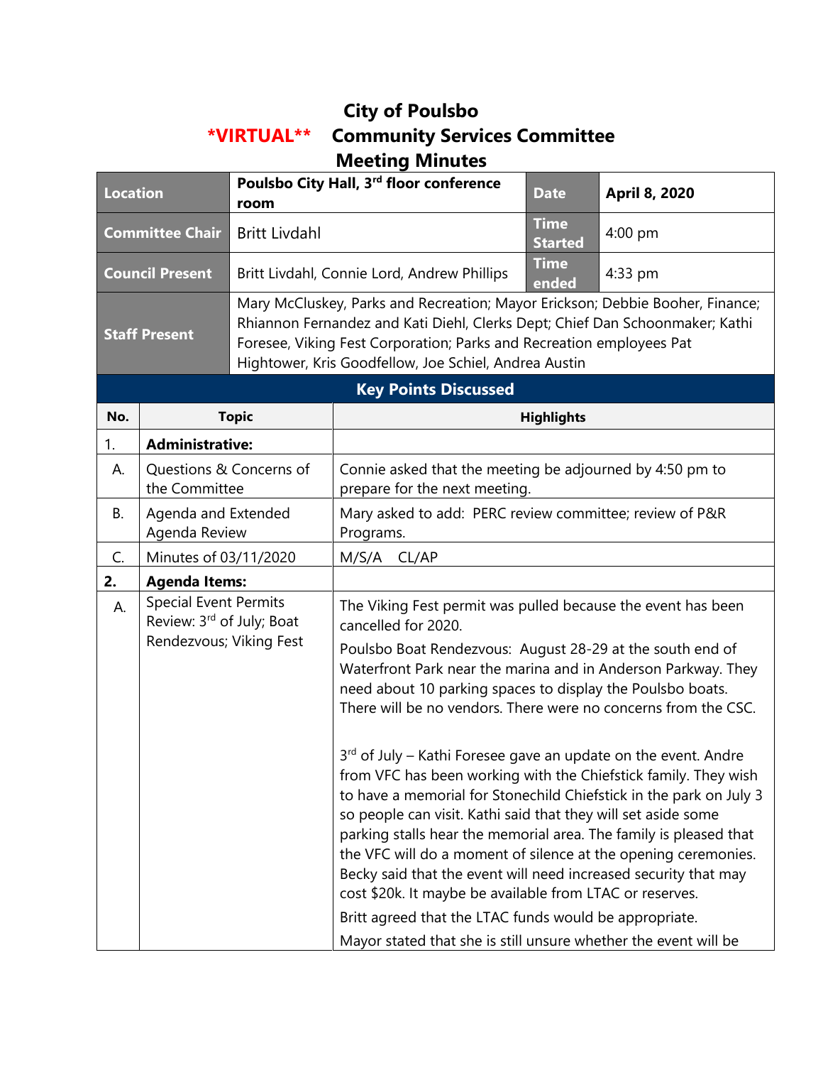# City of Poulsbo

## *VIRTUAL** Community Services Committee

## Meeting Minutes

| **Location** | **Poulsbo City Hall, 3rd floor conference room** | **Date** | **April 8, 2020** |
|---|---|---|---|
| **Committee Chair** | Britt Livdahl | **Time Started** | 4:00 pm |
| **Council Present** | Britt Livdahl, Connie Lord, Andrew Phillips | **Time ended** | 4:33 pm |
| **Staff Present** | Mary McCluskey, Parks and Recreation; Mayor Erickson; Debbie Booher, Finance; Rhiannon Fernandez and Kati Diehl, Clerks Dept; Chief Dan Schoonmaker; Kathi Foresee, Viking Fest Corporation; Parks and Recreation employees Pat Hightower, Kris Goodfellow, Joe Schiel, Andrea Austin | | |

**Key Points Discussed**

| No. | Topic | Highlights |
|---|---|---|
| 1. | **Administrative:** | |
| A. | Questions & Concerns of the Committee | Connie asked that the meeting be adjourned by 4:50 pm to prepare for the next meeting. |
| B. | Agenda and Extended Agenda Review | Mary asked to add: PERC review committee; review of P&R Programs. |
| C. | Minutes of 03/11/2020 | M/S/A CL/AP |
| **2.** | **Agenda Items:** | |
| A. | Special Event Permits Review: 3rd of July; Boat Rendezvous; Viking Fest | The Viking Fest permit was pulled because the event has been cancelled for 2020.<br><br>Poulsbo Boat Rendezvous: August 28-29 at the south end of Waterfront Park near the marina and in Anderson Parkway. They need about 10 parking spaces to display the Poulsbo boats. There will be no vendors. There were no concerns from the CSC.<br><br>3rd of July – Kathi Foresee gave an update on the event. Andre from VFC has been working with the Chiefstick family. They wish to have a memorial for Stonechild Chiefstick in the park on July 3 so people can visit. Kathi said that they will set aside some parking stalls hear the memorial area. The family is pleased that the VFC will do a moment of silence at the opening ceremonies. Becky said that the event will need increased security that may cost $20k. It maybe be available from LTAC or reserves.<br><br>Britt agreed that the LTAC funds would be appropriate.<br><br>Mayor stated that she is still unsure whether the event will be |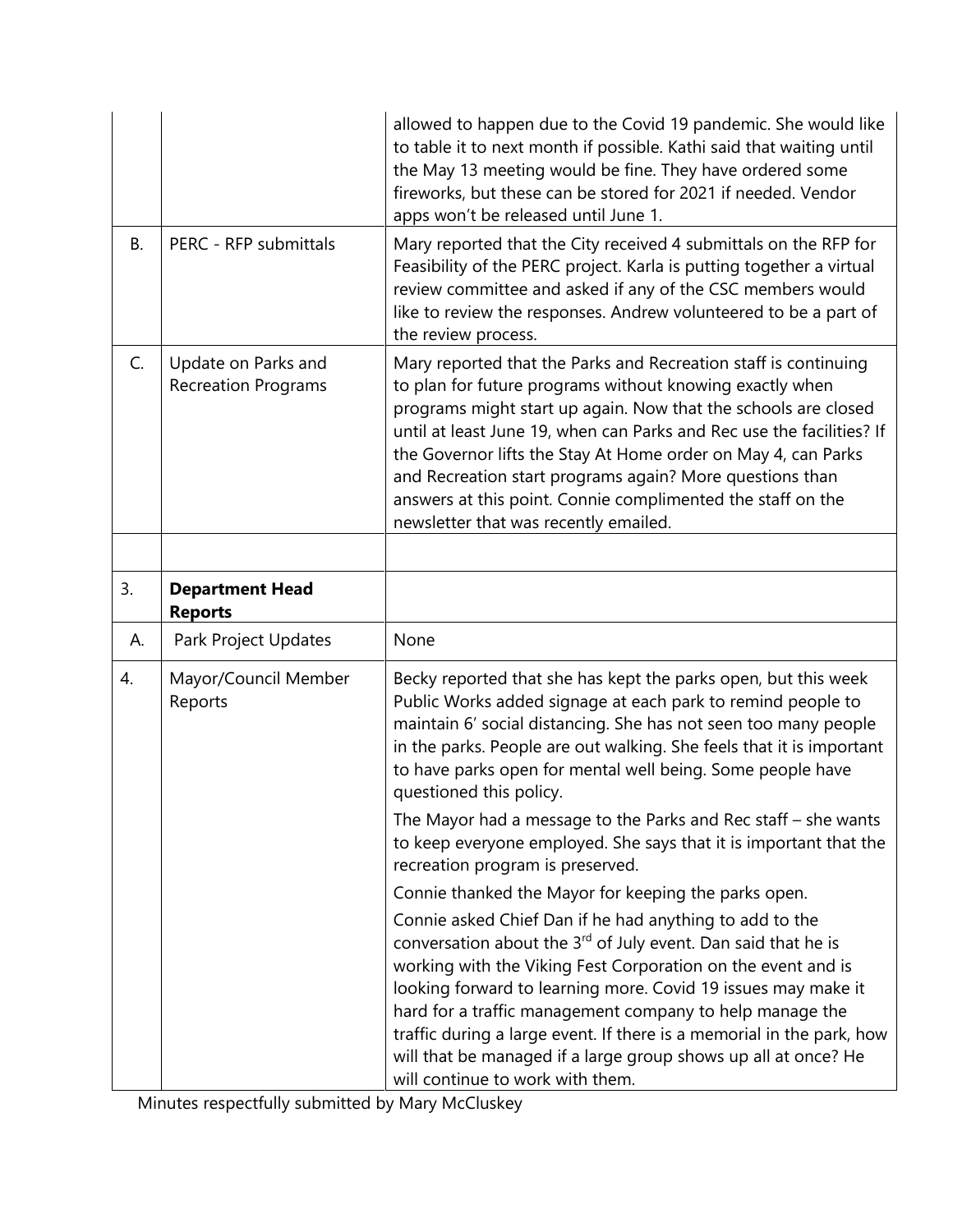| | | |
|---|---|---|
| | | allowed to happen due to the Covid 19 pandemic. She would like to table it to next month if possible. Kathi said that waiting until the May 13 meeting would be fine. They have ordered some fireworks, but these can be stored for 2021 if needed. Vendor apps won't be released until June 1. |
| B. | PERC - RFP submittals | Mary reported that the City received 4 submittals on the RFP for Feasibility of the PERC project. Karla is putting together a virtual review committee and asked if any of the CSC members would like to review the responses. Andrew volunteered to be a part of the review process. |
| C. | Update on Parks and Recreation Programs | Mary reported that the Parks and Recreation staff is continuing to plan for future programs without knowing exactly when programs might start up again. Now that the schools are closed until at least June 19, when can Parks and Rec use the facilities? If the Governor lifts the Stay At Home order on May 4, can Parks and Recreation start programs again? More questions than answers at this point. Connie complimented the staff on the newsletter that was recently emailed. |
| | | |
| 3. | **Department Head Reports** | |
| A. | Park Project Updates | None |
| 4. | Mayor/Council Member Reports | Becky reported that she has kept the parks open, but this week Public Works added signage at each park to remind people to maintain 6' social distancing. She has not seen too many people in the parks. People are out walking. She feels that it is important to have parks open for mental well being. Some people have questioned this policy.<br><br>The Mayor had a message to the Parks and Rec staff – she wants to keep everyone employed. She says that it is important that the recreation program is preserved.<br><br>Connie thanked the Mayor for keeping the parks open.<br><br>Connie asked Chief Dan if he had anything to add to the conversation about the 3rd of July event. Dan said that he is working with the Viking Fest Corporation on the event and is looking forward to learning more. Covid 19 issues may make it hard for a traffic management company to help manage the traffic during a large event. If there is a memorial in the park, how will that be managed if a large group shows up all at once? He will continue to work with them. |

Minutes respectfully submitted by Mary McCluskey